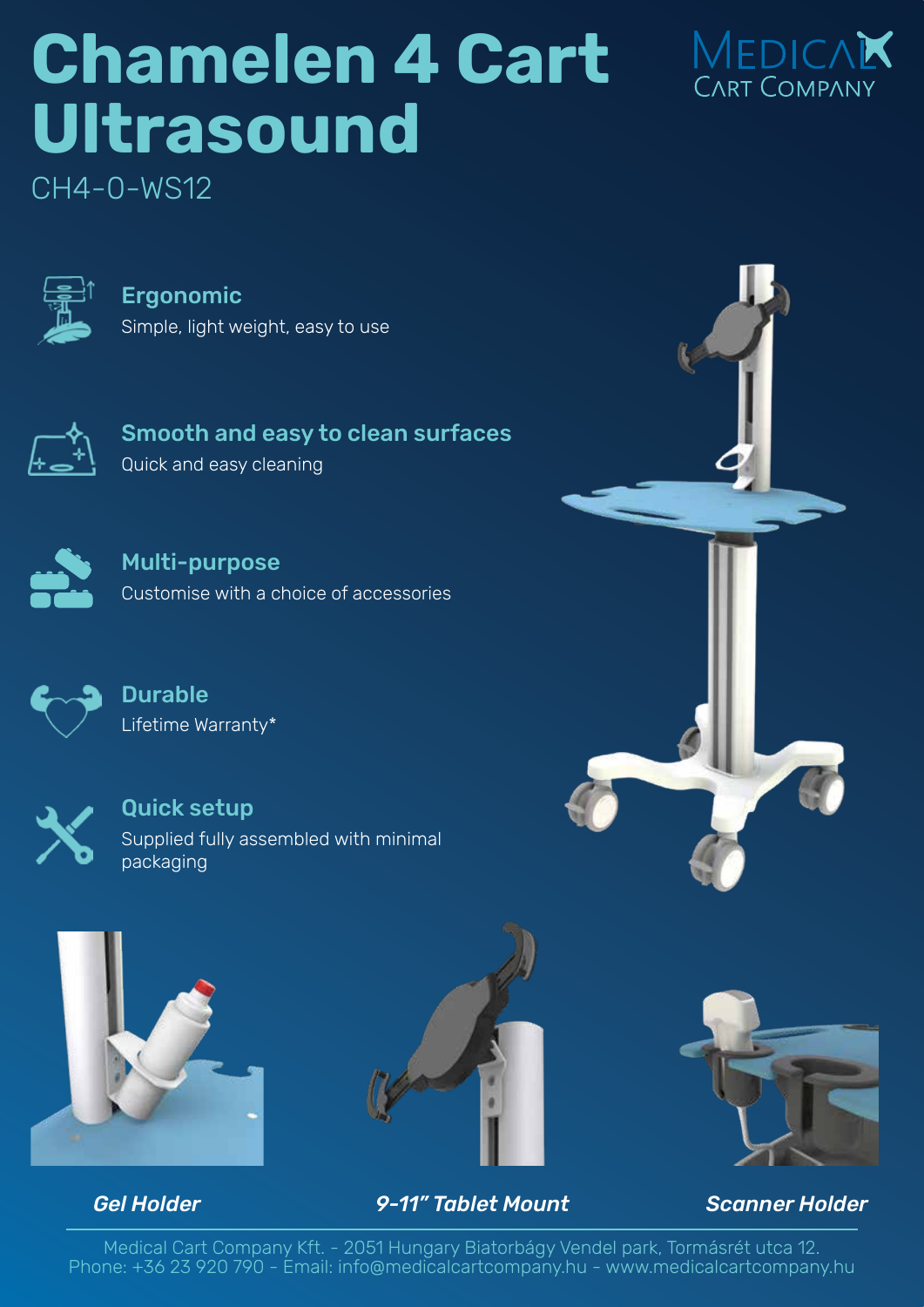# Chamelen 4 Cart Ultrasound

CH4-0-WS12

MEDICAL CART COMPANY

### Ergonomic
Simple, light weight, easy to use

### Smooth and easy to clean surfaces
Quick and easy cleaning

### Multi-purpose
Customise with a choice of accessories

### Durable
Lifetime Warranty*

### Quick setup
Supplied fully assembled with minimal packaging

***Gel Holder***

***9-11" Tablet Mount***

***Scanner Holder***

Medical Cart Company Kft. - 2051 Hungary Biatorbágy Vendel park, Tormásrét utca 12.
Phone: +36 23 920 790 - Email: info@medicalcartcompany.hu - www.medicalcartcompany.hu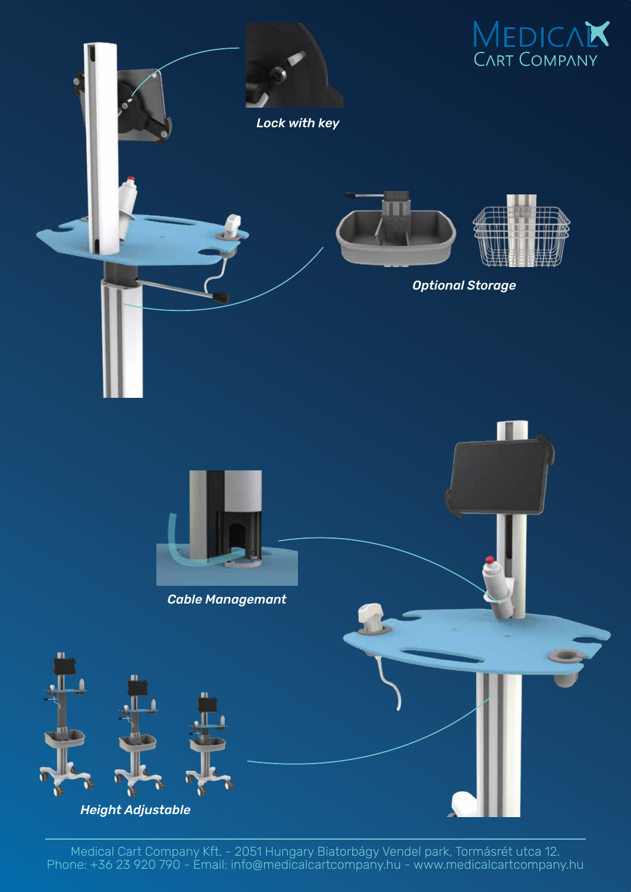Medical Cart Company

*Lock with key*

*Optional Storage*

*Cable Managemant*

*Height Adjustable*

Medical Cart Company Kft. - 2051 Hungary Biatorbágy Vendel park, Tormásrét utca 12.
Phone: +36 23 920 790 - Email: info@medicalcartcompany.hu - www.medicalcartcompany.hu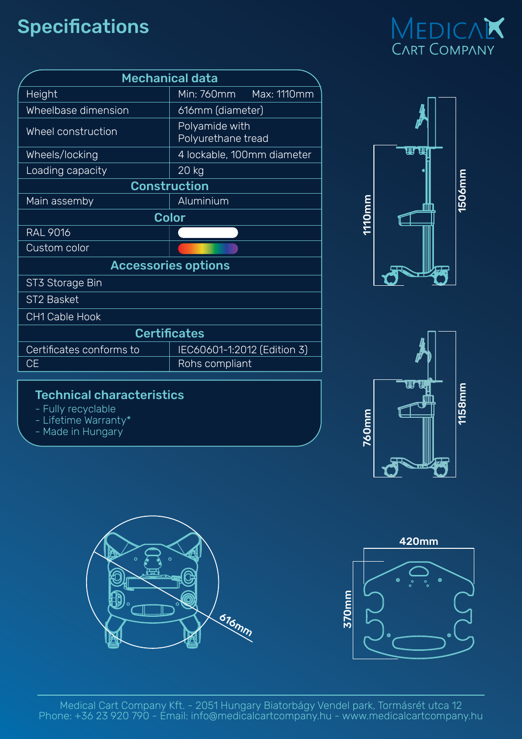# Specifications

Medical Cart Company

| Mechanical data | |
|---|---|
| Height | Min: 760mm Max: 1110mm |
| Wheelbase dimension | 616mm (diameter) |
| Wheel construction | Polyamide with Polyurethane tread |
| Wheels/locking | 4 lockable, 100mm diameter |
| Loading capacity | 20 kg |
| **Construction** | |
| Main assemby | Aluminium |
| **Color** | |
| RAL 9016 | |
| Custom color | |
| **Accessories options** | |
| ST3 Storage Bin | |
| ST2 Basket | |
| CH1 Cable Hook | |
| **Certificates** | |
| Certificates conforms to | IEC60601-1:2012 (Edition 3) |
| CE | Rohs compliant |

### Technical characteristics

- Fully recyclable
- Lifetime Warranty*
- Made in Hungary

1110mm

1506mm

760mm

1158mm

616mm

420mm

370mm

Medical Cart Company Kft. - 2051 Hungary Biatorbágy Vendel park, Tormásrét utca 12
Phone: +36 23 920 790 - Email: info@medicalcartcompany.hu - www.medicalcartcompany.hu